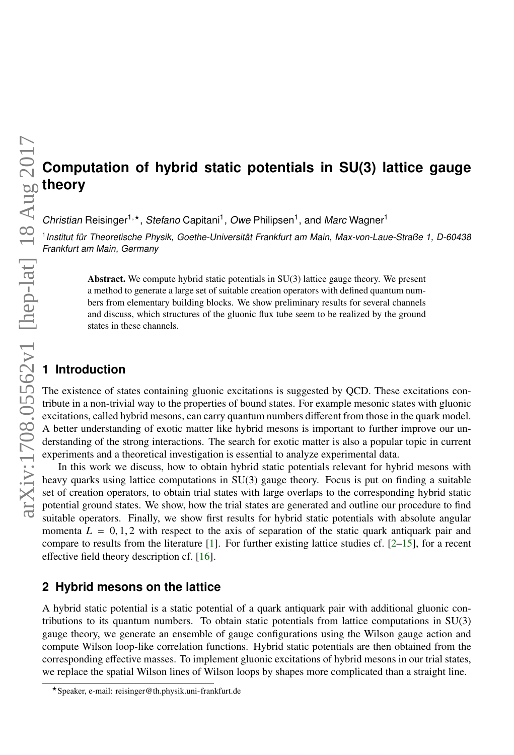# Computation of hybrid static potentials in SU(3) lattice gauge theory

*Christian* Reisinger[1,⋆], *Stefano* Capitani[1], *Owe* Philipsen[1], and *Marc* Wagner[1]

[1] *Institut für Theoretische Physik, Goethe-Universität Frankfurt am Main, Max-von-Laue-Straße 1, D-60438 Frankfurt am Main, Germany*

**Abstract.** We compute hybrid static potentials in SU(3) lattice gauge theory. We present a method to generate a large set of suitable creation operators with defined quantum numbers from elementary building blocks. We show preliminary results for several channels and discuss, which structures of the gluonic flux tube seem to be realized by the ground states in these channels.

## 1 Introduction

The existence of states containing gluonic excitations is suggested by QCD. These excitations contribute in a non-trivial way to the properties of bound states. For example mesonic states with gluonic excitations, called hybrid mesons, can carry quantum numbers different from those in the quark model. A better understanding of exotic matter like hybrid mesons is important to further improve our understanding of the strong interactions. The search for exotic matter is also a popular topic in current experiments and a theoretical investigation is essential to analyze experimental data.

In this work we discuss, how to obtain hybrid static potentials relevant for hybrid mesons with heavy quarks using lattice computations in SU(3) gauge theory. Focus is put on finding a suitable set of creation operators, to obtain trial states with large overlaps to the corresponding hybrid static potential ground states. We show, how the trial states are generated and outline our procedure to find suitable operators. Finally, we show first results for hybrid static potentials with absolute angular momenta $L = 0, 1, 2$ with respect to the axis of separation of the static quark antiquark pair and compare to results from the literature [1]. For further existing lattice studies cf. [2–15], for a recent effective field theory description cf. [16].

## 2 Hybrid mesons on the lattice

A hybrid static potential is a static potential of a quark antiquark pair with additional gluonic contributions to its quantum numbers. To obtain static potentials from lattice computations in SU(3) gauge theory, we generate an ensemble of gauge configurations using the Wilson gauge action and compute Wilson loop-like correlation functions. Hybrid static potentials are then obtained from the corresponding effective masses. To implement gluonic excitations of hybrid mesons in our trial states, we replace the spatial Wilson lines of Wilson loops by shapes more complicated than a straight line.

⋆Speaker, e-mail: reisinger@th.physik.uni-frankfurt.de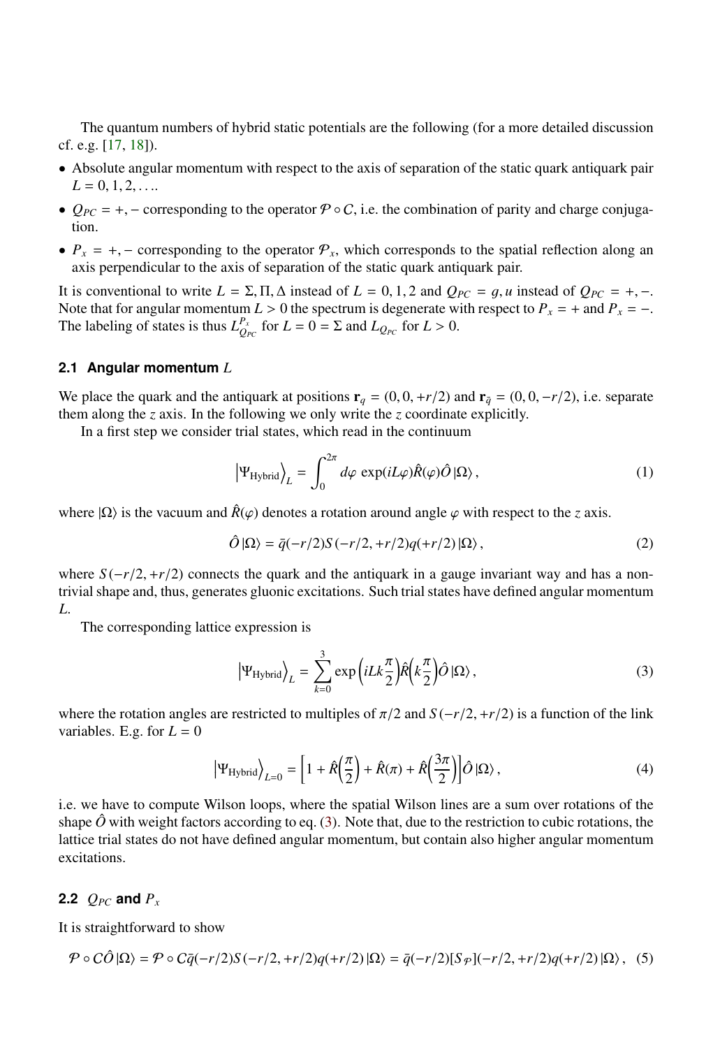The quantum numbers of hybrid static potentials are the following (for a more detailed discussion cf. e.g. [17, 18]).

- Absolute angular momentum with respect to the axis of separation of the static quark antiquark pair $L = 0, 1, 2, \ldots$.
- $Q_{PC} = +, -$ corresponding to the operator $\mathcal{P} \circ C$, i.e. the combination of parity and charge conjugation.
- $P_x = +, -$ corresponding to the operator $\mathcal{P}_x$, which corresponds to the spatial reflection along an axis perpendicular to the axis of separation of the static quark antiquark pair.

It is conventional to write $L = \Sigma, \Pi, \Delta$ instead of $L = 0, 1, 2$ and $Q_{PC} = g, u$ instead of $Q_{PC} = +, -$. Note that for angular momentum $L > 0$ the spectrum is degenerate with respect to $P_x = +$ and $P_x = -$. The labeling of states is thus $L_{Q_{PC}}^{P_x}$ for $L = 0 = \Sigma$ and $L_{Q_{PC}}$ for $L > 0$.

### 2.1 Angular momentum $L$

We place the quark and the antiquark at positions $\mathbf{r}_q = (0, 0, +r/2)$ and $\mathbf{r}_{\bar{q}} = (0, 0, -r/2)$, i.e. separate them along the $z$ axis. In the following we only write the $z$ coordinate explicitly.

In a first step we consider trial states, which read in the continuum

$$\left|\Psi_{\text{Hybrid}}\right\rangle_L = \int_0^{2\pi} d\varphi \, \exp(iL\varphi)\hat{R}(\varphi)\hat{O}\left|\Omega\right\rangle, \tag{1}$$

where $|\Omega\rangle$ is the vacuum and $\hat{R}(\varphi)$ denotes a rotation around angle $\varphi$ with respect to the $z$ axis.

$$\hat{O}\left|\Omega\right\rangle = \bar{q}(-r/2)S(-r/2, +r/2)q(+r/2)\left|\Omega\right\rangle, \tag{2}$$

where $S(-r/2, +r/2)$ connects the quark and the antiquark in a gauge invariant way and has a non-trivial shape and, thus, generates gluonic excitations. Such trial states have defined angular momentum $L$.

The corresponding lattice expression is

$$\left|\Psi_{\text{Hybrid}}\right\rangle_L = \sum_{k=0}^{3} \exp\left(iLk\frac{\pi}{2}\right)\hat{R}\left(k\frac{\pi}{2}\right)\hat{O}\left|\Omega\right\rangle, \tag{3}$$

where the rotation angles are restricted to multiples of $\pi/2$ and $S(-r/2, +r/2)$ is a function of the link variables. E.g. for $L = 0$

$$\left|\Psi_{\text{Hybrid}}\right\rangle_{L=0} = \left[1 + \hat{R}\left(\frac{\pi}{2}\right) + \hat{R}(\pi) + \hat{R}\left(\frac{3\pi}{2}\right)\right]\hat{O}\left|\Omega\right\rangle, \tag{4}$$

i.e. we have to compute Wilson loops, where the spatial Wilson lines are a sum over rotations of the shape $\hat{O}$ with weight factors according to eq. (3). Note that, due to the restriction to cubic rotations, the lattice trial states do not have defined angular momentum, but contain also higher angular momentum excitations.

### 2.2 $Q_{PC}$ and $P_x$

It is straightforward to show

$$\mathcal{P} \circ C\hat{O}\left|\Omega\right\rangle = \mathcal{P} \circ C\bar{q}(-r/2)S(-r/2, +r/2)q(+r/2)\left|\Omega\right\rangle = \bar{q}(-r/2)[S_{\mathcal{P}}](-r/2, +r/2)q(+r/2)\left|\Omega\right\rangle, \tag{5}$$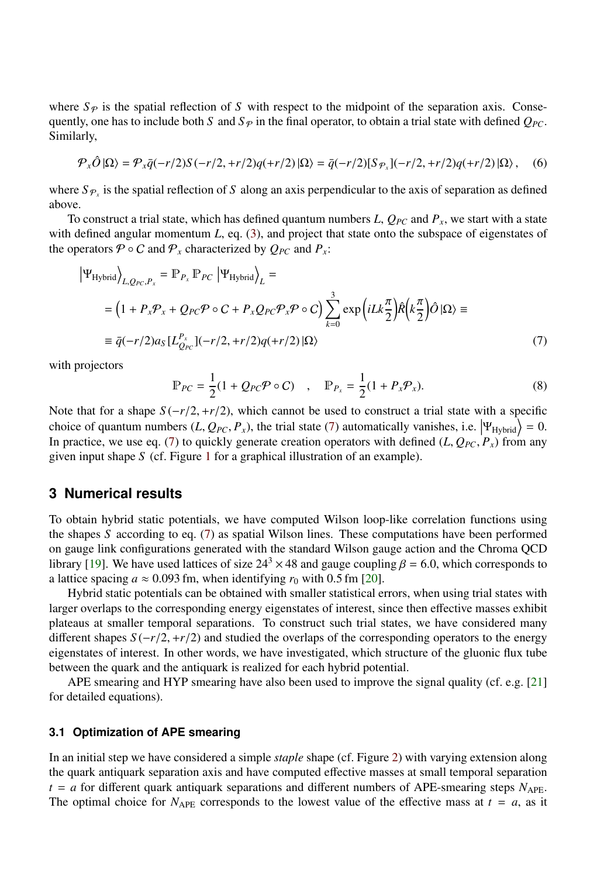where $S_{\mathcal{P}}$ is the spatial reflection of $S$ with respect to the midpoint of the separation axis. Consequently, one has to include both $S$ and $S_{\mathcal{P}}$ in the final operator, to obtain a trial state with defined $Q_{PC}$. Similarly,

$$\mathcal{P}_x \hat{O} |\Omega\rangle = \mathcal{P}_x \bar{q}(-r/2) S(-r/2, +r/2) q(+r/2) |\Omega\rangle = \bar{q}(-r/2)[S_{\mathcal{P}_x}](-r/2, +r/2) q(+r/2) |\Omega\rangle , \quad (6)$$

where $S_{\mathcal{P}_x}$ is the spatial reflection of $S$ along an axis perpendicular to the axis of separation as defined above.

To construct a trial state, which has defined quantum numbers $L$, $Q_{PC}$ and $P_x$, we start with a state with defined angular momentum $L$, eq. (3), and project that state onto the subspace of eigenstates of the operators $\mathcal{P} \circ C$ and $\mathcal{P}_x$ characterized by $Q_{PC}$ and $P_x$:

$$\begin{aligned}
\left|\Psi_{\text{Hybrid}}\right\rangle_{L,Q_{PC},P_x} &= \mathbb{P}_{P_x}\, \mathbb{P}_{PC} \left|\Psi_{\text{Hybrid}}\right\rangle_L = \\
&= \Big(1 + P_x \mathcal{P}_x + Q_{PC} \mathcal{P} \circ C + P_x Q_{PC} \mathcal{P}_x \mathcal{P} \circ C\Big) \sum_{k=0}^{3} \exp\Big(iLk\frac{\pi}{2}\Big) \hat{R}\Big(k\frac{\pi}{2}\Big) \hat{O} |\Omega\rangle \equiv \\
&\equiv \bar{q}(-r/2)\, a_S\, [L_{Q_{PC}}^{P_x}](-r/2, +r/2) q(+r/2) |\Omega\rangle
\end{aligned} \quad (7)$$

with projectors

$$\mathbb{P}_{PC} = \frac{1}{2}(1 + Q_{PC} \mathcal{P} \circ C) \quad , \quad \mathbb{P}_{P_x} = \frac{1}{2}(1 + P_x \mathcal{P}_x). \quad (8)$$

Note that for a shape $S(-r/2, +r/2)$, which cannot be used to construct a trial state with a specific choice of quantum numbers $(L, Q_{PC}, P_x)$, the trial state (7) automatically vanishes, i.e. $\left|\Psi_{\text{Hybrid}}\right\rangle = 0$. In practice, we use eq. (7) to quickly generate creation operators with defined $(L, Q_{PC}, P_x)$ from any given input shape $S$ (cf. Figure 1 for a graphical illustration of an example).

## 3 Numerical results

To obtain hybrid static potentials, we have computed Wilson loop-like correlation functions using the shapes $S$ according to eq. (7) as spatial Wilson lines. These computations have been performed on gauge link configurations generated with the standard Wilson gauge action and the Chroma QCD library [19]. We have used lattices of size $24^3 \times 48$ and gauge coupling $\beta = 6.0$, which corresponds to a lattice spacing $a \approx 0.093\,\text{fm}$, when identifying $r_0$ with $0.5\,\text{fm}$ [20].

Hybrid static potentials can be obtained with smaller statistical errors, when using trial states with larger overlaps to the corresponding energy eigenstates of interest, since then effective masses exhibit plateaus at smaller temporal separations. To construct such trial states, we have considered many different shapes $S(-r/2, +r/2)$ and studied the overlaps of the corresponding operators to the energy eigenstates of interest. In other words, we have investigated, which structure of the gluonic flux tube between the quark and the antiquark is realized for each hybrid potential.

APE smearing and HYP smearing have also been used to improve the signal quality (cf. e.g. [21] for detailed equations).

### 3.1 Optimization of APE smearing

In an initial step we have considered a simple *staple* shape (cf. Figure 2) with varying extension along the quark antiquark separation axis and have computed effective masses at small temporal separation $t = a$ for different quark antiquark separations and different numbers of APE-smearing steps $N_{\text{APE}}$. The optimal choice for $N_{\text{APE}}$ corresponds to the lowest value of the effective mass at $t = a$, as it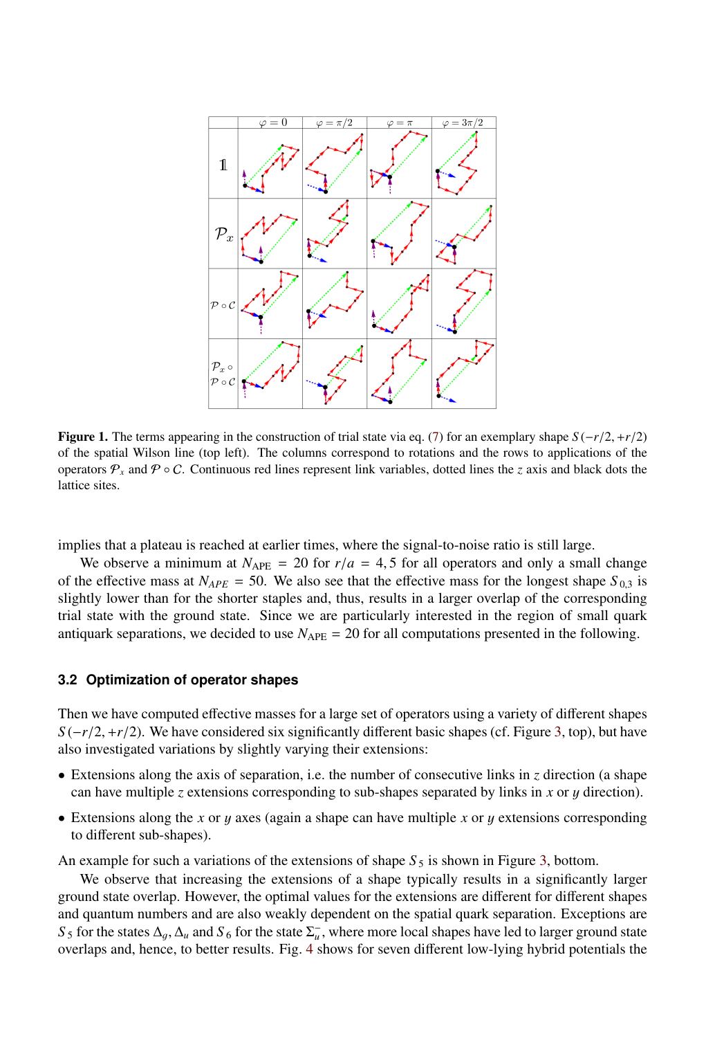**Figure 1.** The terms appearing in the construction of trial state via eq. (7) for an exemplary shape $S(-r/2,+r/2)$ of the spatial Wilson line (top left). The columns correspond to rotations and the rows to applications of the operators $\mathcal{P}_x$ and $\mathcal{P}\circ\mathcal{C}$. Continuous red lines represent link variables, dotted lines the $z$ axis and black dots the lattice sites.

implies that a plateau is reached at earlier times, where the signal-to-noise ratio is still large.

We observe a minimum at $N_{\text{APE}} = 20$ for $r/a = 4,5$ for all operators and only a small change of the effective mass at $N_{APE} = 50$. We also see that the effective mass for the longest shape $S_{0,3}$ is slightly lower than for the shorter staples and, thus, results in a larger overlap of the corresponding trial state with the ground state. Since we are particularly interested in the region of small quark antiquark separations, we decided to use $N_{\text{APE}} = 20$ for all computations presented in the following.

### 3.2 Optimization of operator shapes

Then we have computed effective masses for a large set of operators using a variety of different shapes $S(-r/2,+r/2)$. We have considered six significantly different basic shapes (cf. Figure 3, top), but have also investigated variations by slightly varying their extensions:

- Extensions along the axis of separation, i.e. the number of consecutive links in $z$ direction (a shape can have multiple $z$ extensions corresponding to sub-shapes separated by links in $x$ or $y$ direction).
- Extensions along the $x$ or $y$ axes (again a shape can have multiple $x$ or $y$ extensions corresponding to different sub-shapes).

An example for such a variations of the extensions of shape $S_5$ is shown in Figure 3, bottom.

We observe that increasing the extensions of a shape typically results in a significantly larger ground state overlap. However, the optimal values for the extensions are different for different shapes and quantum numbers and are also weakly dependent on the spatial quark separation. Exceptions are $S_5$ for the states $\Delta_g$, $\Delta_u$ and $S_6$ for the state $\Sigma_u^-$, where more local shapes have led to larger ground state overlaps and, hence, to better results. Fig. 4 shows for seven different low-lying hybrid potentials the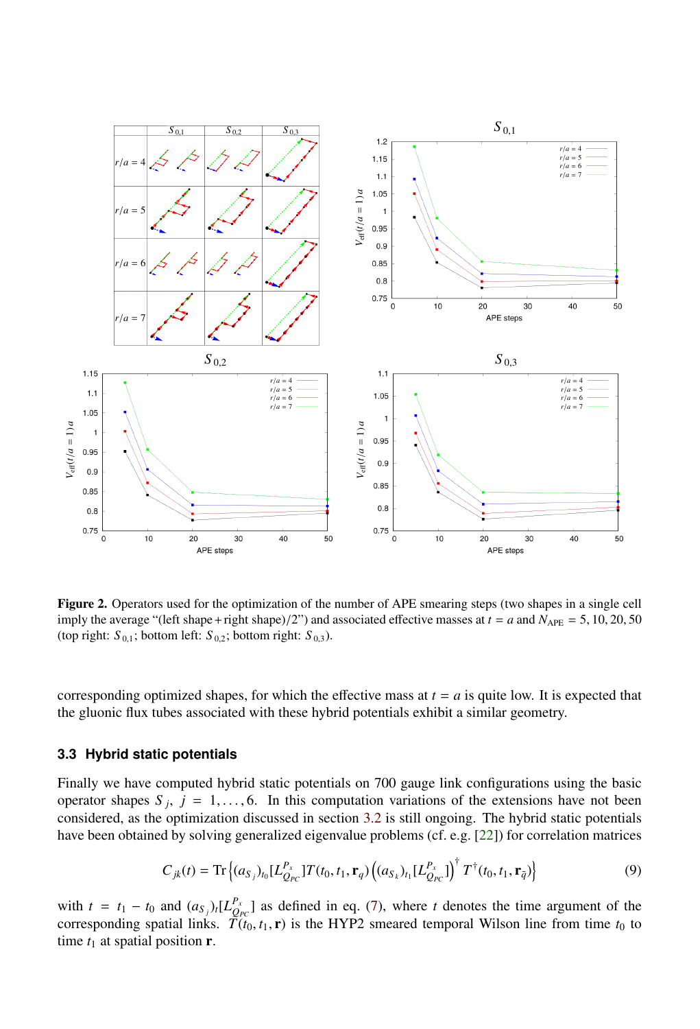**Figure 2.** Operators used for the optimization of the number of APE smearing steps (two shapes in a single cell imply the average "(left shape + right shape)/2") and associated effective masses at $t = a$ and $N_{\mathrm{APE}} = 5, 10, 20, 50$ (top right: $S_{0,1}$; bottom left: $S_{0,2}$; bottom right: $S_{0,3}$).

corresponding optimized shapes, for which the effective mass at $t = a$ is quite low. It is expected that the gluonic flux tubes associated with these hybrid potentials exhibit a similar geometry.

### 3.3 Hybrid static potentials

Finally we have computed hybrid static potentials on 700 gauge link configurations using the basic operator shapes $S_j$, $j = 1, \ldots, 6$. In this computation variations of the extensions have not been considered, as the optimization discussed in section 3.2 is still ongoing. The hybrid static potentials have been obtained by solving generalized eigenvalue problems (cf. e.g. [22]) for correlation matrices

$$C_{jk}(t) = \mathrm{Tr}\Big\{(a_{S_j})_{t_0}[L^{P_x}_{Q_{PC}}]T(t_0, t_1, \mathbf{r}_q)\Big((a_{S_k})_{t_1}[L^{P_x}_{Q_{PC}}]\Big)^{\dagger} T^{\dagger}(t_0, t_1, \mathbf{r}_{\bar{q}})\Big\} \tag{9}$$

with $t = t_1 - t_0$ and $(a_{S_j})_t[L^{P_x}_{Q_{PC}}]$ as defined in eq. (7), where $t$ denotes the time argument of the corresponding spatial links. $T(t_0, t_1, \mathbf{r})$ is the HYP2 smeared temporal Wilson line from time $t_0$ to time $t_1$ at spatial position $\mathbf{r}$.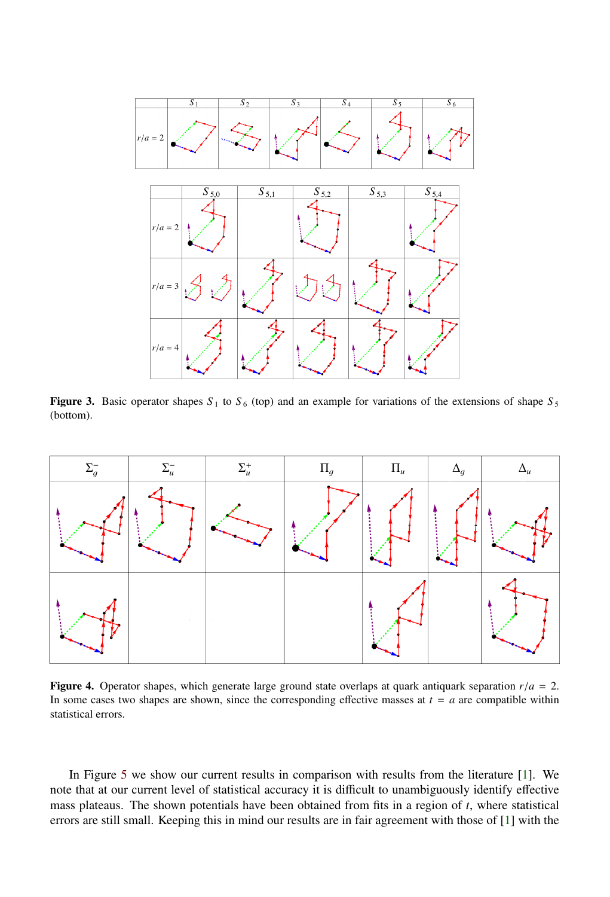**Figure 3.** Basic operator shapes $S_1$ to $S_6$ (top) and an example for variations of the extensions of shape $S_5$ (bottom).

**Figure 4.** Operator shapes, which generate large ground state overlaps at quark antiquark separation $r/a = 2$. In some cases two shapes are shown, since the corresponding effective masses at $t = a$ are compatible within statistical errors.

In Figure 5 we show our current results in comparison with results from the literature [1]. We note that at our current level of statistical accuracy it is difficult to unambiguously identify effective mass plateaus. The shown potentials have been obtained from fits in a region of $t$, where statistical errors are still small. Keeping this in mind our results are in fair agreement with those of [1] with the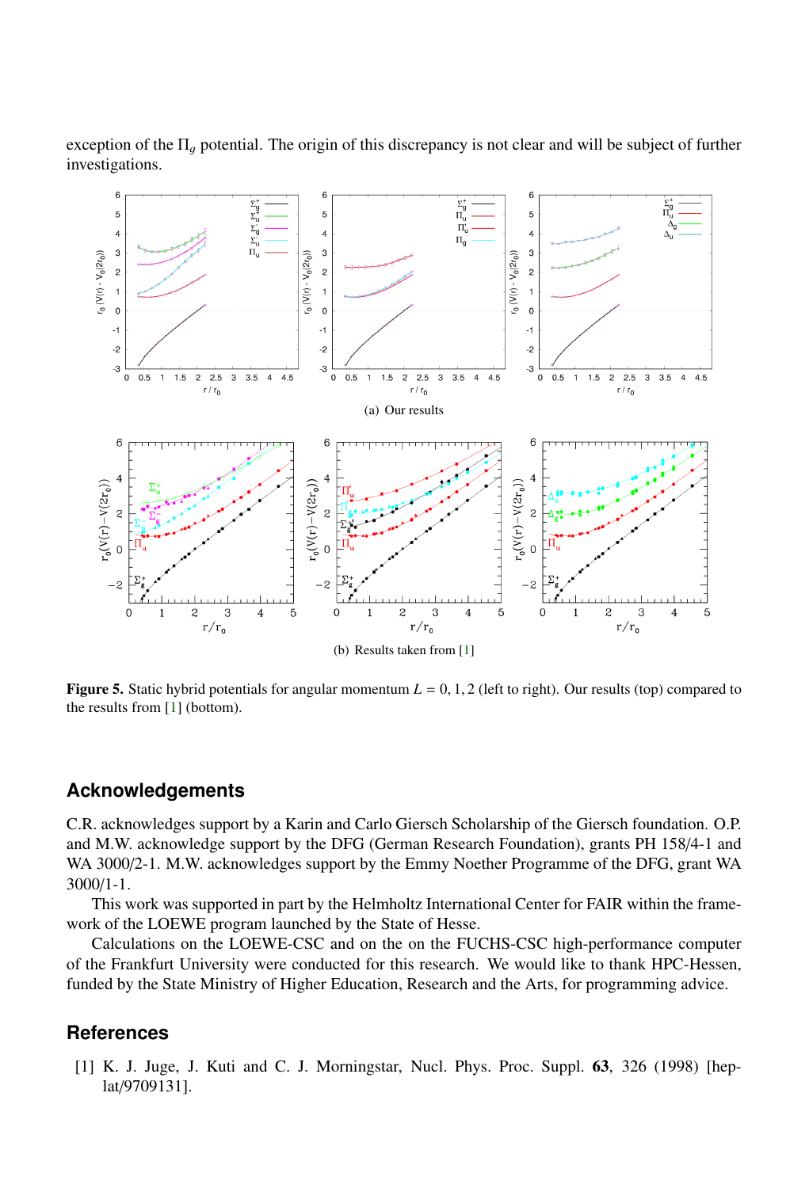exception of the $\Pi_g$ potential. The origin of this discrepancy is not clear and will be subject of further investigations.

(a) Our results

(b) Results taken from [1]

**Figure 5.** Static hybrid potentials for angular momentum $L = 0, 1, 2$ (left to right). Our results (top) compared to the results from [1] (bottom).

## Acknowledgements

C.R. acknowledges support by a Karin and Carlo Giersch Scholarship of the Giersch foundation. O.P. and M.W. acknowledge support by the DFG (German Research Foundation), grants PH 158/4-1 and WA 3000/2-1. M.W. acknowledges support by the Emmy Noether Programme of the DFG, grant WA 3000/1-1.

This work was supported in part by the Helmholtz International Center for FAIR within the framework of the LOEWE program launched by the State of Hesse.

Calculations on the LOEWE-CSC and on the on the FUCHS-CSC high-performance computer of the Frankfurt University were conducted for this research. We would like to thank HPC-Hessen, funded by the State Ministry of Higher Education, Research and the Arts, for programming advice.

## References

[1] K. J. Juge, J. Kuti and C. J. Morningstar, Nucl. Phys. Proc. Suppl. **63**, 326 (1998) [hep-lat/9709131].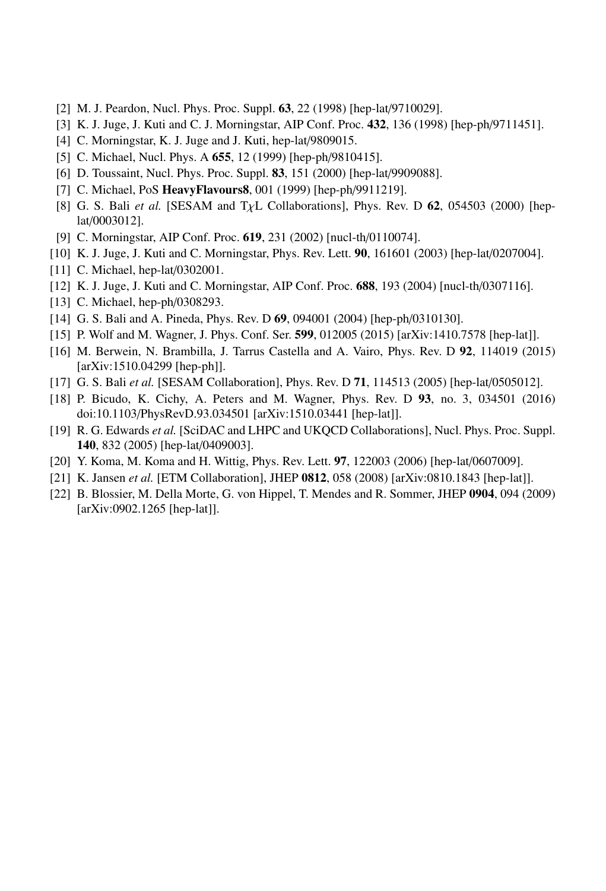[2] M. J. Peardon, Nucl. Phys. Proc. Suppl. **63**, 22 (1998) [hep-lat/9710029].

[3] K. J. Juge, J. Kuti and C. J. Morningstar, AIP Conf. Proc. **432**, 136 (1998) [hep-ph/9711451].

[4] C. Morningstar, K. J. Juge and J. Kuti, hep-lat/9809015.

[5] C. Michael, Nucl. Phys. A **655**, 12 (1999) [hep-ph/9810415].

[6] D. Toussaint, Nucl. Phys. Proc. Suppl. **83**, 151 (2000) [hep-lat/9909088].

[7] C. Michael, PoS **HeavyFlavours8**, 001 (1999) [hep-ph/9911219].

[8] G. S. Bali *et al.* [SESAM and T$\chi$L Collaborations], Phys. Rev. D **62**, 054503 (2000) [hep-lat/0003012].

[9] C. Morningstar, AIP Conf. Proc. **619**, 231 (2002) [nucl-th/0110074].

[10] K. J. Juge, J. Kuti and C. Morningstar, Phys. Rev. Lett. **90**, 161601 (2003) [hep-lat/0207004].

[11] C. Michael, hep-lat/0302001.

[12] K. J. Juge, J. Kuti and C. Morningstar, AIP Conf. Proc. **688**, 193 (2004) [nucl-th/0307116].

[13] C. Michael, hep-ph/0308293.

[14] G. S. Bali and A. Pineda, Phys. Rev. D **69**, 094001 (2004) [hep-ph/0310130].

[15] P. Wolf and M. Wagner, J. Phys. Conf. Ser. **599**, 012005 (2015) [arXiv:1410.7578 [hep-lat]].

[16] M. Berwein, N. Brambilla, J. Tarrus Castella and A. Vairo, Phys. Rev. D **92**, 114019 (2015) [arXiv:1510.04299 [hep-ph]].

[17] G. S. Bali *et al.* [SESAM Collaboration], Phys. Rev. D **71**, 114513 (2005) [hep-lat/0505012].

[18] P. Bicudo, K. Cichy, A. Peters and M. Wagner, Phys. Rev. D **93**, no. 3, 034501 (2016) doi:10.1103/PhysRevD.93.034501 [arXiv:1510.03441 [hep-lat]].

[19] R. G. Edwards *et al.* [SciDAC and LHPC and UKQCD Collaborations], Nucl. Phys. Proc. Suppl. **140**, 832 (2005) [hep-lat/0409003].

[20] Y. Koma, M. Koma and H. Wittig, Phys. Rev. Lett. **97**, 122003 (2006) [hep-lat/0607009].

[21] K. Jansen *et al.* [ETM Collaboration], JHEP **0812**, 058 (2008) [arXiv:0810.1843 [hep-lat]].

[22] B. Blossier, M. Della Morte, G. von Hippel, T. Mendes and R. Sommer, JHEP **0904**, 094 (2009) [arXiv:0902.1265 [hep-lat]].